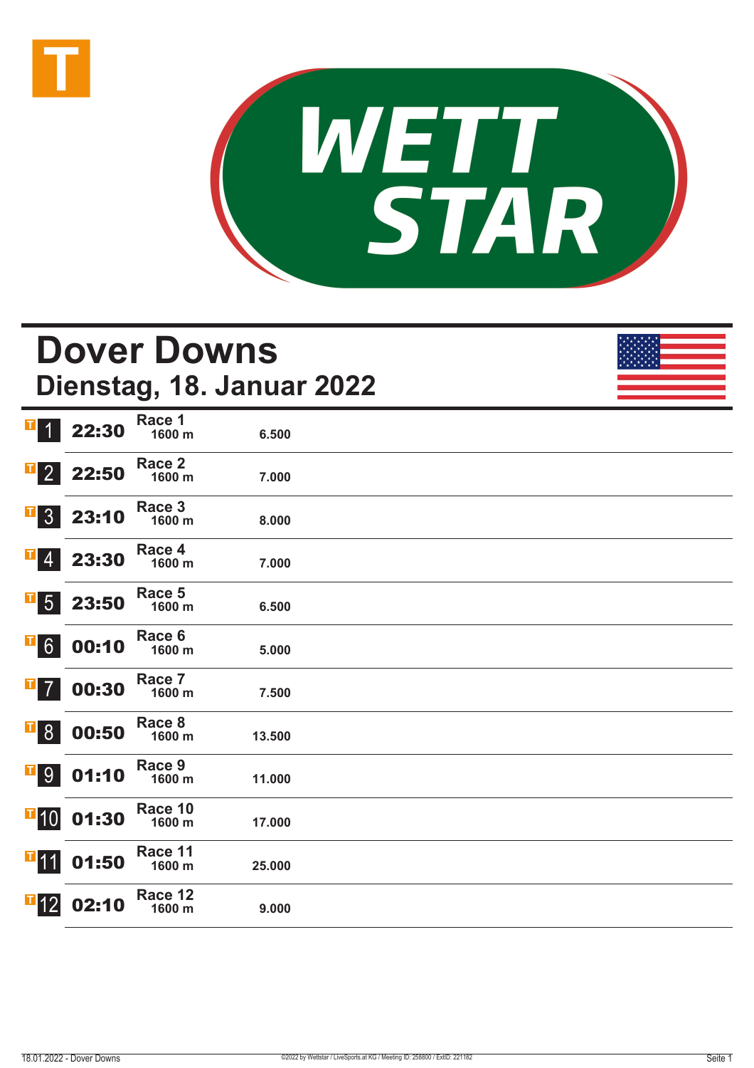# Dover Downs

## Dienstag, 18. Januar 2022

| Race | Time | Name | Distance | Purse |
|---|---|---|---|---|
| 1 | 22:30 | Race 1 | 1600 m | 6.500 |
| 2 | 22:50 | Race 2 | 1600 m | 7.000 |
| 3 | 23:10 | Race 3 | 1600 m | 8.000 |
| 4 | 23:30 | Race 4 | 1600 m | 7.000 |
| 5 | 23:50 | Race 5 | 1600 m | 6.500 |
| 6 | 00:10 | Race 6 | 1600 m | 5.000 |
| 7 | 00:30 | Race 7 | 1600 m | 7.500 |
| 8 | 00:50 | Race 8 | 1600 m | 13.500 |
| 9 | 01:10 | Race 9 | 1600 m | 11.000 |
| 10 | 01:30 | Race 10 | 1600 m | 17.000 |
| 11 | 01:50 | Race 11 | 1600 m | 25.000 |
| 12 | 02:10 | Race 12 | 1600 m | 9.000 |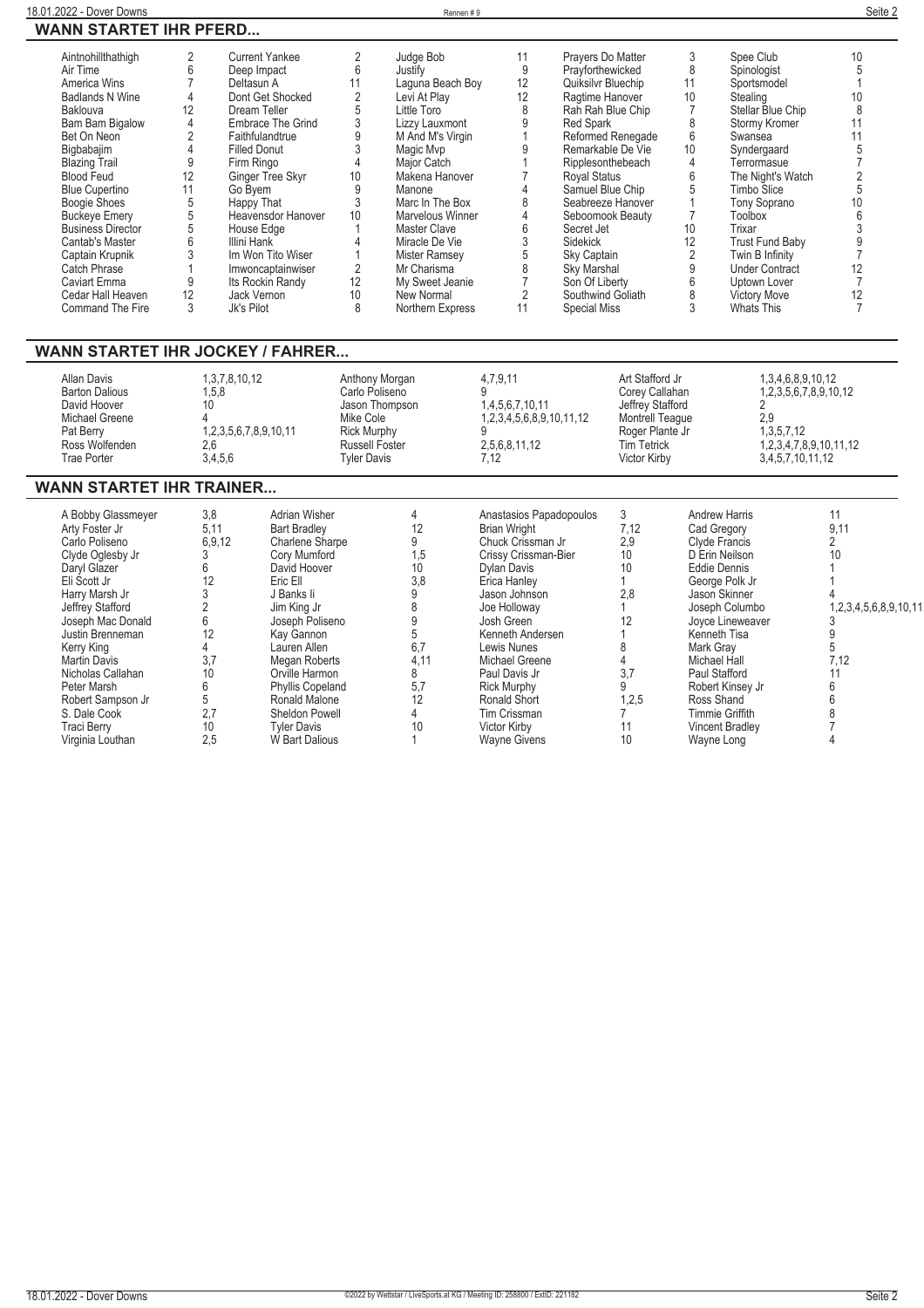## WANN STARTET IHR PFERD...

| Pferd | Rennen | Pferd | Rennen | Pferd | Rennen | Pferd | Rennen | Pferd | Rennen |
|---|---|---|---|---|---|---|---|---|---|
| Aintnohillthathigh | 2 | Current Yankee | 2 | Judge Bob | 11 | Prayers Do Matter | 3 | Spee Club | 10 |
| Air Time | 6 | Deep Impact | 6 | Justify | 9 | Prayforthewicked | 8 | Spinologist | 5 |
| America Wins | 7 | Deltasun A | 11 | Laguna Beach Boy | 12 | Quiksilvr Bluechip | 11 | Sportsmodel | 1 |
| Badlands N Wine | 4 | Dont Get Shocked | 2 | Levi At Play | 12 | Ragtime Hanover | 10 | Stealing | 10 |
| Baklouva | 12 | Dream Teller | 5 | Little Toro | 8 | Rah Rah Blue Chip | 7 | Stellar Blue Chip | 8 |
| Bam Bam Bigalow | 4 | Embrace The Grind | 3 | Lizzy Lauxmont | 9 | Red Spark | 8 | Stormy Kromer | 11 |
| Bet On Neon | 2 | Faithfulandtrue | 9 | M And M's Virgin | 1 | Reformed Renegade | 6 | Swansea | 11 |
| Bigbabajim | 4 | Filled Donut | 3 | Magic Mvp | 9 | Remarkable De Vie | 10 | Syndergaard | 5 |
| Blazing Trail | 9 | Firm Ringo | 4 | Major Catch | 1 | Ripplesonthebeach | 4 | Terrormasue | 7 |
| Blood Feud | 12 | Ginger Tree Skyr | 10 | Makena Hanover | 7 | Royal Status | 6 | The Night's Watch | 2 |
| Blue Cupertino | 11 | Go Byem | 9 | Manone | 4 | Samuel Blue Chip | 5 | Timbo Slice | 5 |
| Boogie Shoes | 5 | Happy That | 3 | Marc In The Box | 8 | Seabreeze Hanover | 1 | Tony Soprano | 10 |
| Buckeye Emery | 5 | Heavensdor Hanover | 10 | Marvelous Winner | 4 | Seboomook Beauty | 7 | Toolbox | 6 |
| Business Director | 5 | House Edge | 1 | Master Clave | 6 | Secret Jet | 10 | Trixar | 3 |
| Cantab's Master | 6 | Illini Hank | 4 | Miracle De Vie | 3 | Sidekick | 12 | Trust Fund Baby | 9 |
| Captain Krupnik | 3 | Im Won Tito Wiser | 1 | Mister Ramsey | 5 | Sky Captain | 2 | Twin B Infinity | 7 |
| Catch Phrase | 1 | Imwoncaptainwiser | 2 | Mr Charisma | 8 | Sky Marshal | 9 | Under Contract | 12 |
| Caviart Emma | 9 | Its Rockin Randy | 12 | My Sweet Jeanie | 7 | Son Of Liberty | 6 | Uptown Lover | 7 |
| Cedar Hall Heaven | 12 | Jack Vernon | 10 | New Normal | 2 | Southwind Goliath | 8 | Victory Move | 12 |
| Command The Fire | 3 | Jk's Pilot | 8 | Northern Express | 11 | Special Miss | 3 | Whats This | 7 |

## WANN STARTET IHR JOCKEY / FAHRER...

| Fahrer | Rennen | Fahrer | Rennen | Fahrer | Rennen |
|---|---|---|---|---|---|
| Allan Davis | 1,3,7,8,10,12 | Anthony Morgan | 4,7,9,11 | Art Stafford Jr | 1,3,4,6,8,9,10,12 |
| Barton Dalious | 1,5,8 | Carlo Poliseno | 9 | Corey Callahan | 1,2,3,5,6,7,8,9,10,12 |
| David Hoover | 10 | Jason Thompson | 1,4,5,6,7,10,11 | Jeffrey Stafford | 2 |
| Michael Greene | 4 | Mike Cole | 1,2,3,4,5,6,8,9,10,11,12 | Montrell Teague | 2,9 |
| Pat Berry | 1,2,3,5,6,7,8,9,10,11 | Rick Murphy | 9 | Roger Plante Jr | 1,3,5,7,12 |
| Ross Wolfenden | 2,6 | Russell Foster | 2,5,6,8,11,12 | Tim Tetrick | 1,2,3,4,7,8,9,10,11,12 |
| Trae Porter | 3,4,5,6 | Tyler Davis | 7,12 | Victor Kirby | 3,4,5,7,10,11,12 |

## WANN STARTET IHR TRAINER...

| Trainer | Rennen | Trainer | Rennen | Trainer | Rennen | Trainer | Rennen |
|---|---|---|---|---|---|---|---|
| A Bobby Glassmeyer | 3,8 | Adrian Wisher | 4 | Anastasios Papadopoulos | 3 | Andrew Harris | 11 |
| Arty Foster Jr | 5,11 | Bart Bradley | 12 | Brian Wright | 7,12 | Cad Gregory | 9,11 |
| Carlo Poliseno | 6,9,12 | Charlene Sharpe | 9 | Chuck Crissman Jr | 2,9 | Clyde Francis | 2 |
| Clyde Oglesby Jr | 3 | Cory Mumford | 1,5 | Crissy Crissman-Bier | 10 | D Erin Neilson | 10 |
| Daryl Glazer | 6 | David Hoover | 10 | Dylan Davis | 10 | Eddie Dennis | 1 |
| Eli Scott Jr | 12 | Eric Ell | 3,8 | Erica Hanley | 1 | George Polk Jr | 1 |
| Harry Marsh Jr | 3 | J Banks Ii | 9 | Jason Johnson | 2,8 | Jason Skinner | 4 |
| Jeffrey Stafford | 2 | Jim King Jr | 8 | Joe Holloway | 1 | Joseph Columbo | 1,2,3,4,5,6,8,9,10,11 |
| Joseph Mac Donald | 6 | Joseph Poliseno | 9 | Josh Green | 12 | Joyce Lineweaver | 3 |
| Justin Brenneman | 12 | Kay Gannon | 5 | Kenneth Andersen | 1 | Kenneth Tisa | 9 |
| Kerry King | 4 | Lauren Allen | 6,7 | Lewis Nunes | 8 | Mark Gray | 5 |
| Martin Davis | 3,7 | Megan Roberts | 4,11 | Michael Greene | 4 | Michael Hall | 7,12 |
| Nicholas Callahan | 10 | Orville Harmon | 8 | Paul Davis Jr | 3,7 | Paul Stafford | 11 |
| Peter Marsh | 6 | Phyllis Copeland | 5,7 | Rick Murphy | 9 | Robert Kinsey Jr | 6 |
| Robert Sampson Jr | 5 | Ronald Malone | 12 | Ronald Short | 1,2,5 | Ross Shand | 6 |
| S. Dale Cook | 2,7 | Sheldon Powell | 4 | Tim Crissman | 7 | Timmie Griffith | 8 |
| Traci Berry | 10 | Tyler Davis | 10 | Victor Kirby | 11 | Vincent Bradley | 7 |
| Virginia Louthan | 2,5 | W Bart Dalious | 1 | Wayne Givens | 10 | Wayne Long | 4 |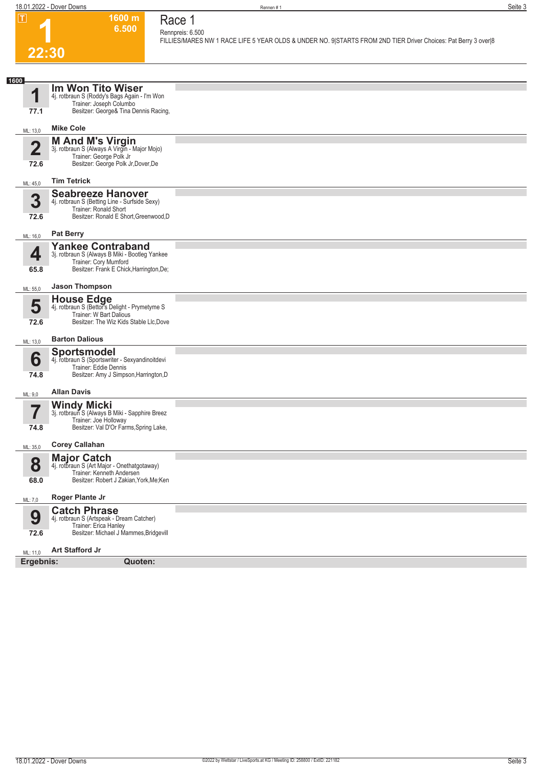**T**

# 1

**22:30**

**1600 m**
**6.500**

## Race 1

Rennpreis: 6.500

FILLIES/MARES NW 1 RACE LIFE 5 YEAR OLDS & UNDER NO. 9|STARTS FROM 2ND TIER Driver Choices: Pat Berry 3 over|8

**1600**

| Nr. | Pferd | Details | Gewicht | ML | Fahrer |
|---|---|---|---|---|---|
| 1 | **Im Won Tito Wiser** | 4j. rotbraun S (Roddy's Bags Again - I'm Won; Trainer: Joseph Columbo; Besitzer: George& Tina Dennis Racing, | 77.1 | 13,0 | Mike Cole |
| 2 | **M And M's Virgin** | 3j. rotbraun S (Always A Virgin - Major Mojo); Trainer: George Polk Jr; Besitzer: George Polk Jr,Dover,De | 72.6 | 45,0 | Tim Tetrick |
| 3 | **Seabreeze Hanover** | 4j. rotbraun S (Betting Line - Surfside Sexy); Trainer: Ronald Short; Besitzer: Ronald E Short,Greenwood,D | 72.6 | 16,0 | Pat Berry |
| 4 | **Yankee Contraband** | 3j. rotbraun S (Always B Miki - Bootleg Yankee; Trainer: Cory Mumford; Besitzer: Frank E Chick,Harrington,De; | 65.8 | 55,0 | Jason Thompson |
| 5 | **House Edge** | 4j. rotbraun S (Bettor's Delight - Prymetyme S; Trainer: W Bart Dalious; Besitzer: The Wiz Kids Stable Llc,Dove | 72.6 | 13,0 | Barton Dalious |
| 6 | **Sportsmodel** | 4j. rotbraun S (Sportswriter - Sexyandinoitdevi; Trainer: Eddie Dennis; Besitzer: Amy J Simpson,Harrington,D | 74.8 | 9,0 | Allan Davis |
| 7 | **Windy Micki** | 3j. rotbraun S (Always B Miki - Sapphire Breez; Trainer: Joe Holloway; Besitzer: Val D'Or Farms,Spring Lake, | 74.8 | 35,0 | Corey Callahan |
| 8 | **Major Catch** | 4j. rotbraun S (Art Major - Onethatgotaway); Trainer: Kenneth Andersen; Besitzer: Robert J Zakian,York,Me;Ken | 68.0 | 7,0 | Roger Plante Jr |
| 9 | **Catch Phrase** | 4j. rotbraun S (Artspeak - Dream Catcher); Trainer: Erica Hanley; Besitzer: Michael J Mammes,Bridgevill | 72.6 | 11,0 | Art Stafford Jr |

**Ergebnis:** **Quoten:**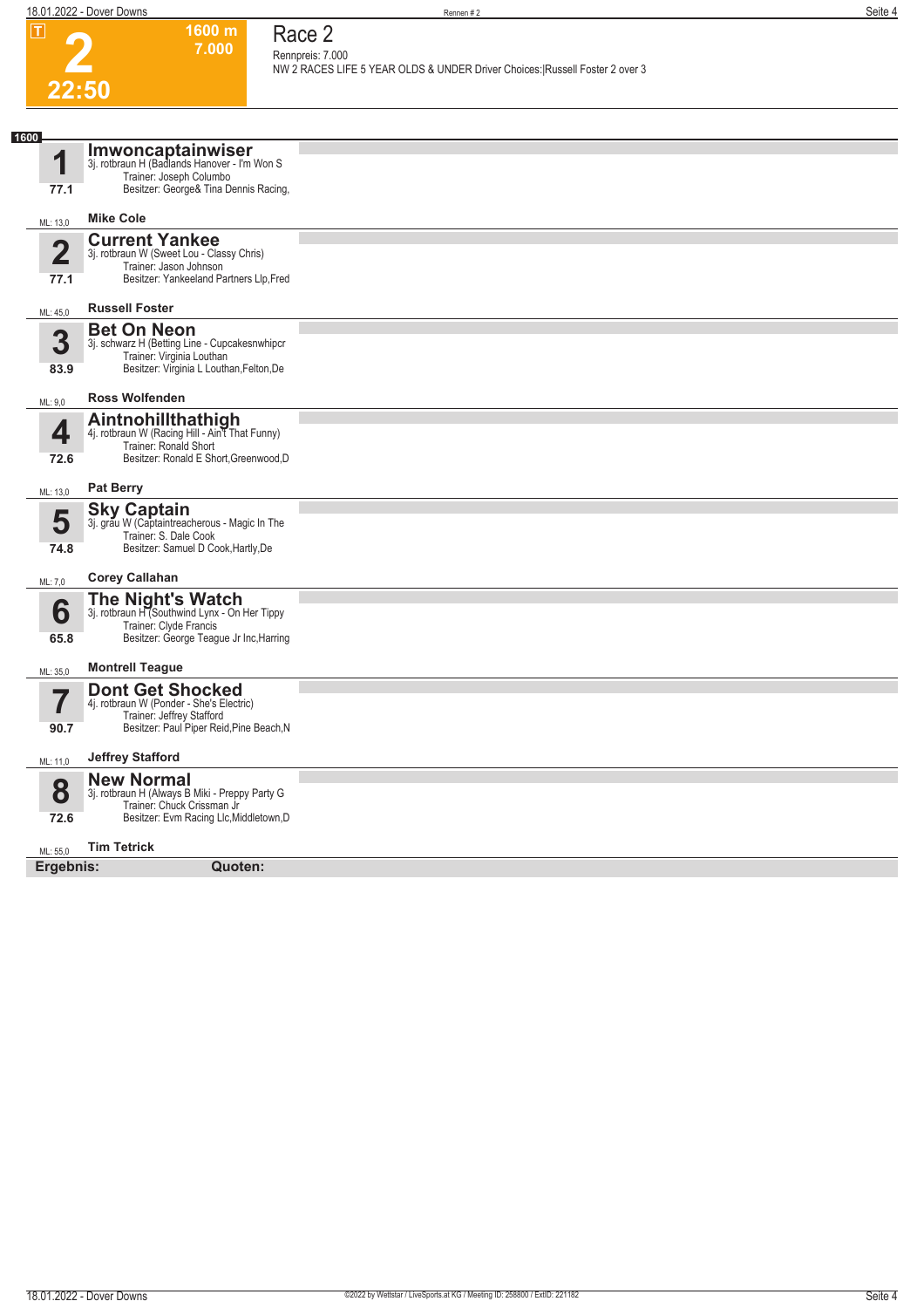# 2

**1600 m**
**7.000**

**22:50**

## Race 2

Rennpreis: 7.000
NW 2 RACES LIFE 5 YEAR OLDS & UNDER Driver Choices:|Russell Foster 2 over 3

**1600**

| Nr. | Pferd / Angaben | Fahrer |
|---|---|---|
| **1** (77.1, ML: 13,0) | **Imwoncaptainwiser**<br>3j. rotbraun H (Badlands Hanover - I'm Won S<br>Trainer: Joseph Columbo<br>Besitzer: George& Tina Dennis Racing, | **Mike Cole** |
| **2** (77.1, ML: 45,0) | **Current Yankee**<br>3j. rotbraun W (Sweet Lou - Classy Chris)<br>Trainer: Jason Johnson<br>Besitzer: Yankeeland Partners Llp,Fred | **Russell Foster** |
| **3** (83.9, ML: 9,0) | **Bet On Neon**<br>3j. schwarz H (Betting Line - Cupcakesnwhipcr<br>Trainer: Virginia Louthan<br>Besitzer: Virginia L Louthan,Felton,De | **Ross Wolfenden** |
| **4** (72.6, ML: 13,0) | **Aintnohillthathigh**<br>4j. rotbraun W (Racing Hill - Ain't That Funny)<br>Trainer: Ronald Short<br>Besitzer: Ronald E Short,Greenwood,D | **Pat Berry** |
| **5** (74.8, ML: 7,0) | **Sky Captain**<br>3j. grau W (Captaintreacherous - Magic In The<br>Trainer: S. Dale Cook<br>Besitzer: Samuel D Cook,Hartly,De | **Corey Callahan** |
| **6** (65.8, ML: 35,0) | **The Night's Watch**<br>3j. rotbraun H (Southwind Lynx - On Her Tippy<br>Trainer: Clyde Francis<br>Besitzer: George Teague Jr Inc,Harring | **Montrell Teague** |
| **7** (90.7, ML: 11,0) | **Dont Get Shocked**<br>4j. rotbraun W (Ponder - She's Electric)<br>Trainer: Jeffrey Stafford<br>Besitzer: Paul Piper Reid,Pine Beach,N | **Jeffrey Stafford** |
| **8** (72.6, ML: 55,0) | **New Normal**<br>3j. rotbraun H (Always B Miki - Preppy Party G<br>Trainer: Chuck Crissman Jr<br>Besitzer: Evm Racing Llc,Middletown,D | **Tim Tetrick** |

**Ergebnis:** **Quoten:**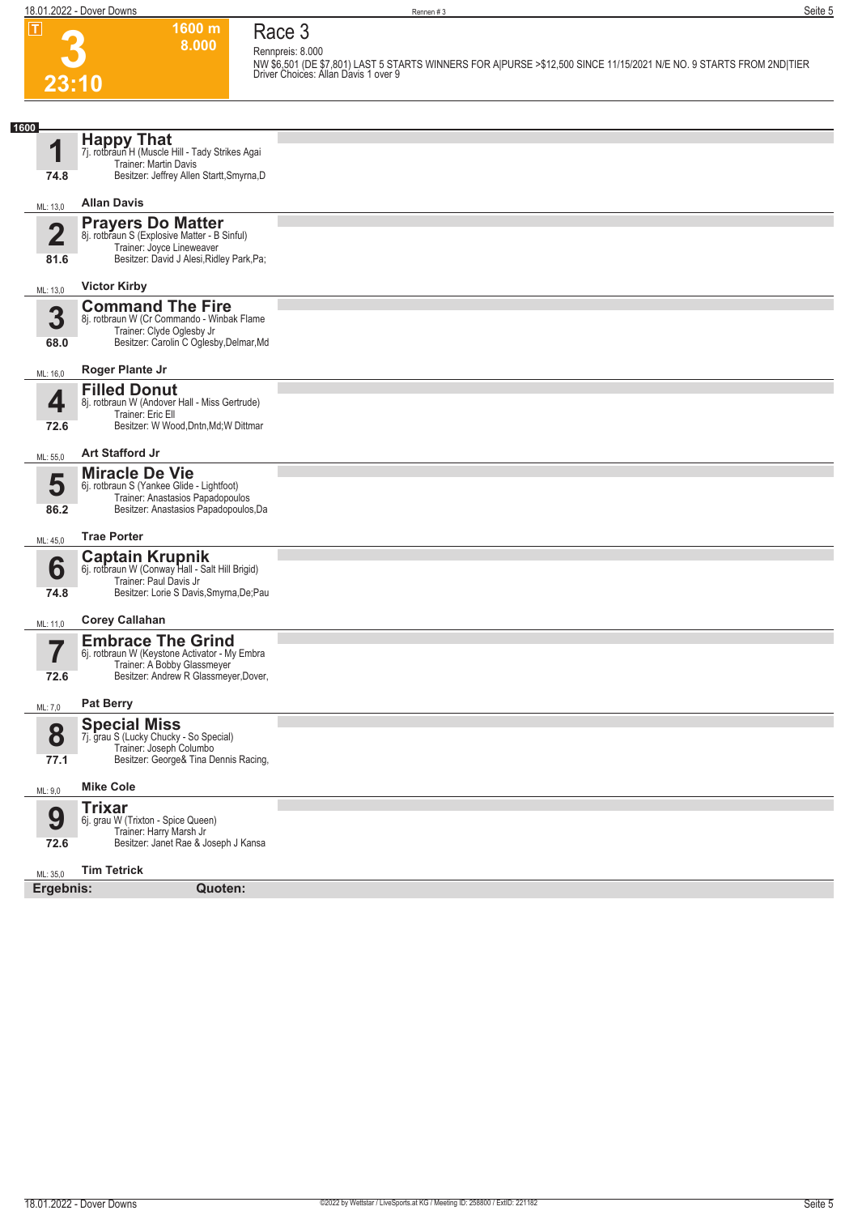**3**
**23:10**

**1600 m**
**8.000**

# Race 3

Rennpreis: 8.000

NW $6,501 (DE $7,801) LAST 5 STARTS WINNERS FOR A|PURSE >$12,500 SINCE 11/15/2021 N/E NO. 9 STARTS FROM 2ND|TIER
Driver Choices: Allan Davis 1 over 9

**1600**

## 1 Happy That
7j. rotbraun H (Muscle Hill - Tady Strikes Agai
Trainer: Martin Davis
Besitzer: Jeffrey Allen Startt,Smyrna,D
74.8
ML: 13,0
**Allan Davis**

## 2 Prayers Do Matter
8j. rotbraun S (Explosive Matter - B Sinful)
Trainer: Joyce Lineweaver
Besitzer: David J Alesi,Ridley Park,Pa;
81.6
ML: 13,0
**Victor Kirby**

## 3 Command The Fire
8j. rotbraun W (Cr Commando - Winbak Flame
Trainer: Clyde Oglesby Jr
Besitzer: Carolin C Oglesby,Delmar,Md
68.0
ML: 16,0
**Roger Plante Jr**

## 4 Filled Donut
8j. rotbraun W (Andover Hall - Miss Gertrude)
Trainer: Eric Ell
Besitzer: W Wood,Dntn,Md;W Dittmar
72.6
ML: 55,0
**Art Stafford Jr**

## 5 Miracle De Vie
6j. rotbraun S (Yankee Glide - Lightfoot)
Trainer: Anastasios Papadopoulos
Besitzer: Anastasios Papadopoulos,Da
86.2
ML: 45,0
**Trae Porter**

## 6 Captain Krupnik
6j. rotbraun W (Conway Hall - Salt Hill Brigid)
Trainer: Paul Davis Jr
Besitzer: Lorie S Davis,Smyrna,De;Pau
74.8
ML: 11,0
**Corey Callahan**

## 7 Embrace The Grind
6j. rotbraun W (Keystone Activator - My Embra
Trainer: A Bobby Glassmeyer
Besitzer: Andrew R Glassmeyer,Dover,
72.6
ML: 7,0
**Pat Berry**

## 8 Special Miss
7j. grau S (Lucky Chucky - So Special)
Trainer: Joseph Columbo
Besitzer: George& Tina Dennis Racing,
77.1
ML: 9,0
**Mike Cole**

## 9 Trixar
6j. grau W (Trixton - Spice Queen)
Trainer: Harry Marsh Jr
Besitzer: Janet Rae & Joseph J Kansa
72.6
ML: 35,0
**Tim Tetrick**

**Ergebnis:** **Quoten:**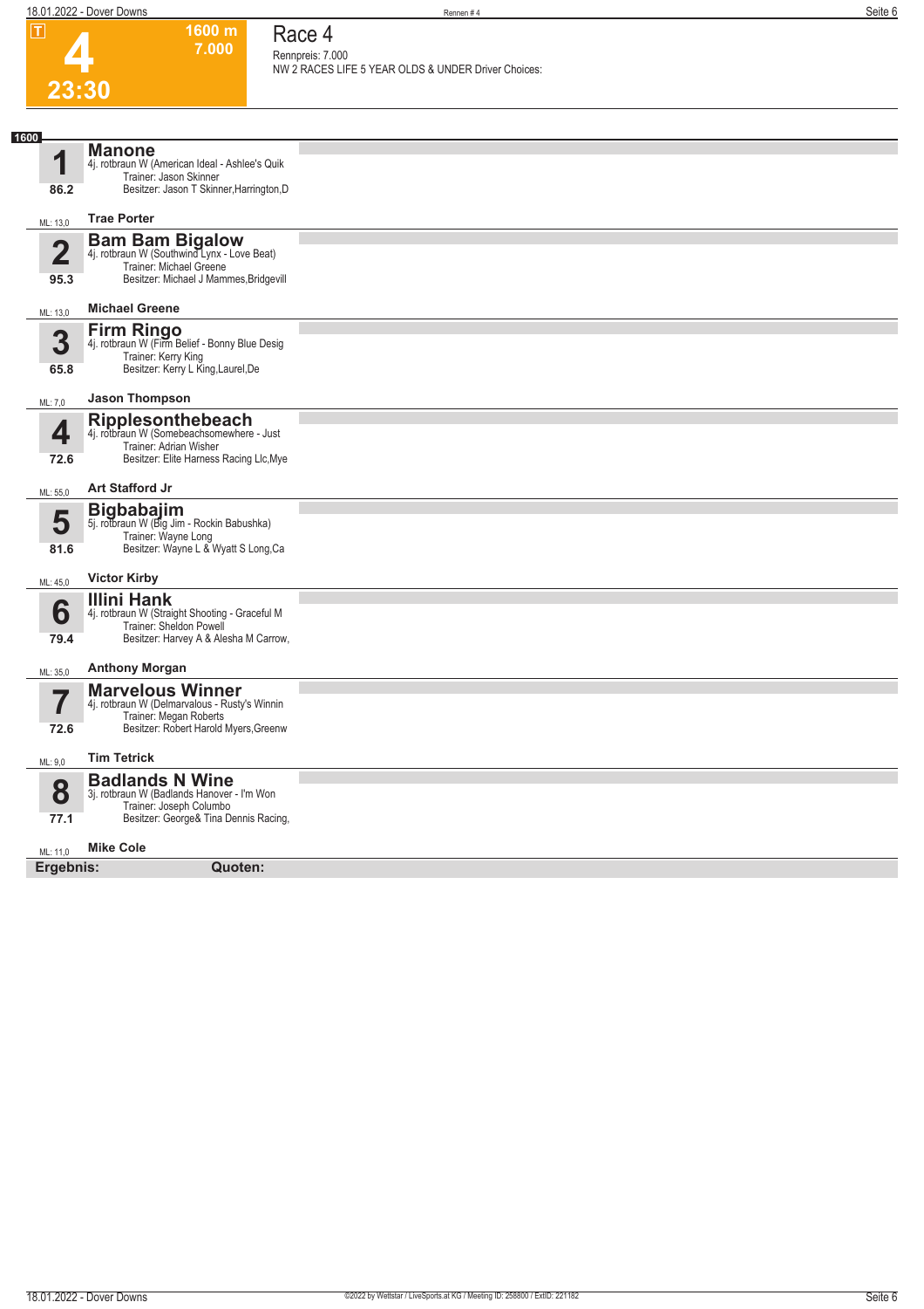# 4

**23:30**

**1600 m**
**7.000**

## Race 4

Rennpreis: 7.000
NW 2 RACES LIFE 5 YEAR OLDS & UNDER Driver Choices:

**1600**

| Nr. | Pferd | Details | ML | Fahrer |
|---|---|---|---|---|
| 1 (86.2) | **Manone** | 4j. rotbraun W (American Ideal - Ashlee's Quik<br>Trainer: Jason Skinner<br>Besitzer: Jason T Skinner,Harrington,D | ML: 13,0 | Trae Porter |
| 2 (95.3) | **Bam Bam Bigalow** | 4j. rotbraun W (Southwind Lynx - Love Beat)<br>Trainer: Michael Greene<br>Besitzer: Michael J Mammes,Bridgevill | ML: 13,0 | Michael Greene |
| 3 (65.8) | **Firm Ringo** | 4j. rotbraun W (Firm Belief - Bonny Blue Desig<br>Trainer: Kerry King<br>Besitzer: Kerry L King,Laurel,De | ML: 7,0 | Jason Thompson |
| 4 (72.6) | **Ripplesonthebeach** | 4j. rotbraun W (Somebeachsomewhere - Just<br>Trainer: Adrian Wisher<br>Besitzer: Elite Harness Racing Llc,Mye | ML: 55,0 | Art Stafford Jr |
| 5 (81.6) | **Bigbabajim** | 5j. rotbraun W (Big Jim - Rockin Babushka)<br>Trainer: Wayne Long<br>Besitzer: Wayne L & Wyatt S Long,Ca | ML: 45,0 | Victor Kirby |
| 6 (79.4) | **Illini Hank** | 4j. rotbraun W (Straight Shooting - Graceful M<br>Trainer: Sheldon Powell<br>Besitzer: Harvey A & Alesha M Carrow, | ML: 35,0 | Anthony Morgan |
| 7 (72.6) | **Marvelous Winner** | 4j. rotbraun W (Delmarvalous - Rusty's Winnin<br>Trainer: Megan Roberts<br>Besitzer: Robert Harold Myers,Greenw | ML: 9,0 | Tim Tetrick |
| 8 (77.1) | **Badlands N Wine** | 3j. rotbraun W (Badlands Hanover - I'm Won<br>Trainer: Joseph Columbo<br>Besitzer: George& Tina Dennis Racing, | ML: 11,0 | Mike Cole |

**Ergebnis:** **Quoten:**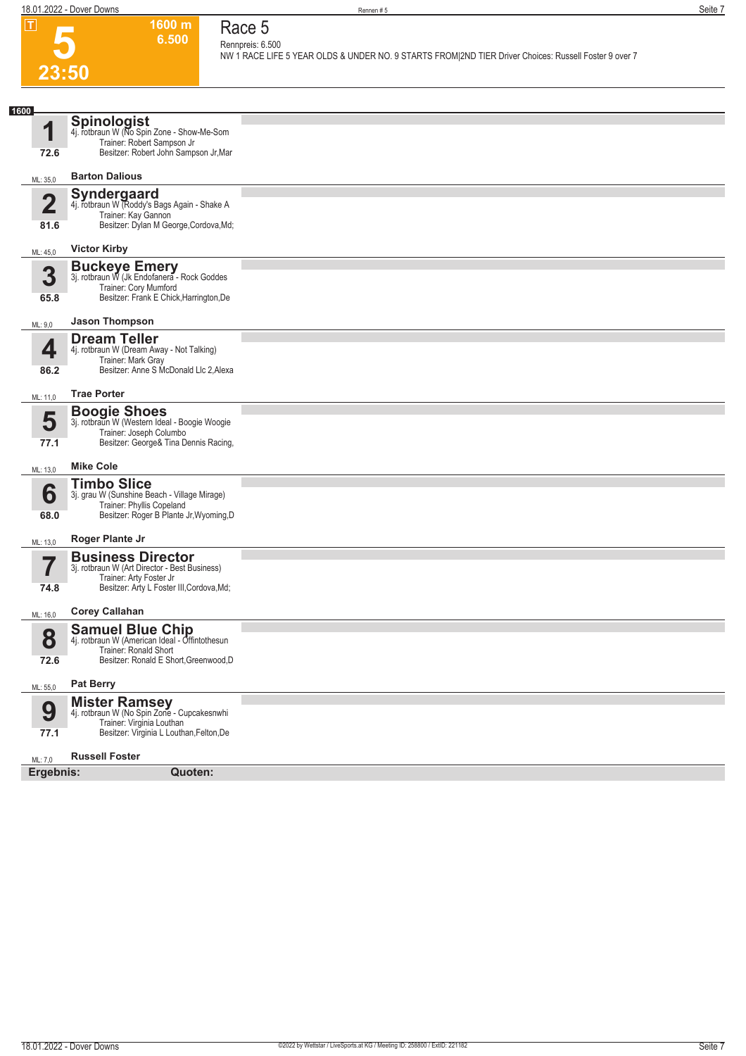**T**

# 5

**23:50**

**1600 m**
**6.500**

## Race 5

Rennpreis: 6.500

NW 1 RACE LIFE 5 YEAR OLDS & UNDER NO. 9 STARTS FROM|2ND TIER Driver Choices: Russell Foster 9 over 7

**1600**

### 1 Spinologist
4j. rotbraun W (No Spin Zone - Show-Me-Som
Trainer: Robert Sampson Jr
Besitzer: Robert John Sampson Jr,Mar
72.6
ML: 35,0 — **Barton Dalious**

### 2 Syndergaard
4j. rotbraun W (Roddy's Bags Again - Shake A
Trainer: Kay Gannon
Besitzer: Dylan M George,Cordova,Md;
81.6
ML: 45,0 — **Victor Kirby**

### 3 Buckeye Emery
3j. rotbraun W (Jk Endofanera - Rock Goddes
Trainer: Cory Mumford
Besitzer: Frank E Chick,Harrington,De
65.8
ML: 9,0 — **Jason Thompson**

### 4 Dream Teller
4j. rotbraun W (Dream Away - Not Talking)
Trainer: Mark Gray
Besitzer: Anne S McDonald Llc 2,Alexa
86.2
ML: 11,0 — **Trae Porter**

### 5 Boogie Shoes
3j. rotbraun W (Western Ideal - Boogie Woogie
Trainer: Joseph Columbo
Besitzer: George& Tina Dennis Racing,
77.1
ML: 13,0 — **Mike Cole**

### 6 Timbo Slice
3j. grau W (Sunshine Beach - Village Mirage)
Trainer: Phyllis Copeland
Besitzer: Roger B Plante Jr,Wyoming,D
68.0
ML: 13,0 — **Roger Plante Jr**

### 7 Business Director
3j. rotbraun W (Art Director - Best Business)
Trainer: Arty Foster Jr
Besitzer: Arty L Foster III,Cordova,Md;
74.8
ML: 16,0 — **Corey Callahan**

### 8 Samuel Blue Chip
4j. rotbraun W (American Ideal - Offintothesun
Trainer: Ronald Short
Besitzer: Ronald E Short,Greenwood,D
72.6
ML: 55,0 — **Pat Berry**

### 9 Mister Ramsey
4j. rotbraun W (No Spin Zone - Cupcakesnwhi
Trainer: Virginia Louthan
Besitzer: Virginia L Louthan,Felton,De
77.1
ML: 7,0 — **Russell Foster**

**Ergebnis:** **Quoten:**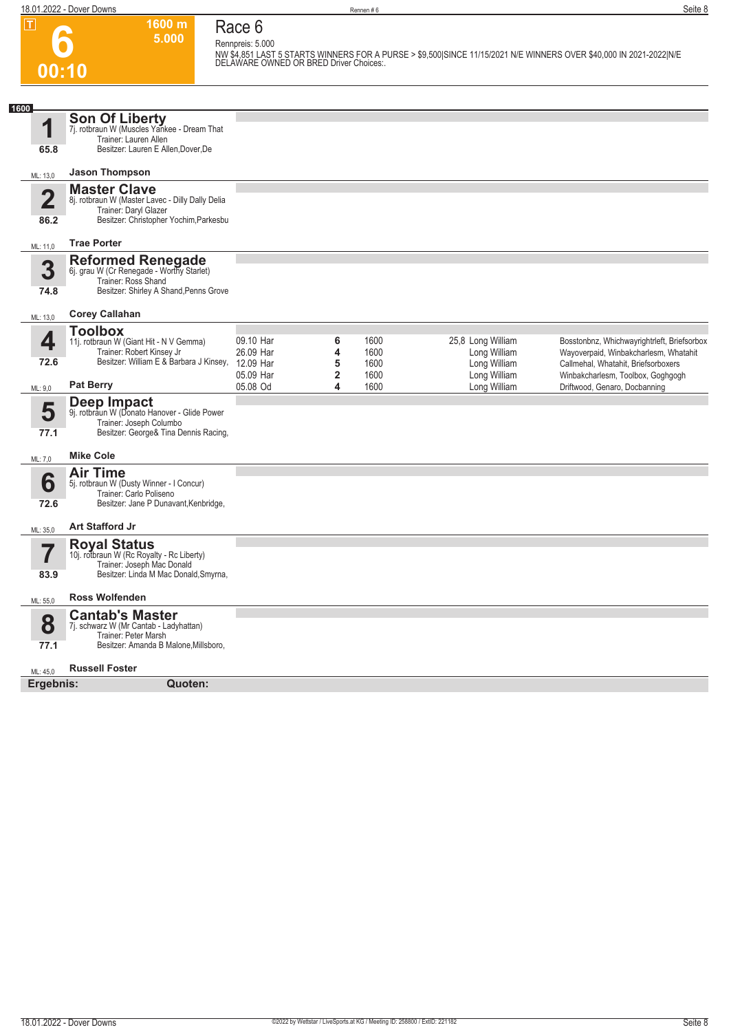# 6

**1600 m** **5.000**

**00:10**

## Race 6

Rennpreis: 5.000

NW $4,851 LAST 5 STARTS WINNERS FOR A PURSE > $9,500|SINCE 11/15/2021 N/E WINNERS OVER $40,000 IN 2021-2022|N/E DELAWARE OWNED OR BRED Driver Choices:.

**1600**

### 1 Son Of Liberty
7j. rotbraun W (Muscles Yankee - Dream That
Trainer: Lauren Allen
Besitzer: Lauren E Allen,Dover,De
65.8
ML: 13,0 **Jason Thompson**

### 2 Master Clave
8j. rotbraun W (Master Lavec - Dilly Dally Delia
Trainer: Daryl Glazer
Besitzer: Christopher Yochim,Parkesbu
86.2
ML: 11,0 **Trae Porter**

### 3 Reformed Renegade
6j. grau W (Cr Renegade - Worthy Starlet)
Trainer: Ross Shand
Besitzer: Shirley A Shand,Penns Grove
74.8
ML: 13,0 **Corey Callahan**

### 4 Toolbox
11j. rotbraun W (Giant Hit - N V Gemma)
Trainer: Robert Kinsey Jr
Besitzer: William E & Barbara J Kinsey,
72.6
ML: 9,0 **Pat Berry**

| | | | | | |
|---|---|---|---|---|---|
| 09.10 Har | 6 | 1600 | 25,8 | Long William | Bosstonbnz, Whichwayrightrleft, Briefsorbox |
| 26.09 Har | 4 | 1600 | | Long William | Wayoverpaid, Winbakcharlesm, Whatahit |
| 12.09 Har | 5 | 1600 | | Long William | Callmehal, Whatahit, Briefsorboxers |
| 05.09 Har | 2 | 1600 | | Long William | Winbakcharlesm, Toolbox, Goghgogh |
| 05.08 Od | 4 | 1600 | | Long William | Driftwood, Genaro, Docbanning |

### 5 Deep Impact
9j. rotbraun W (Donato Hanover - Glide Power
Trainer: Joseph Columbo
Besitzer: George& Tina Dennis Racing,
77.1
ML: 7,0 **Mike Cole**

### 6 Air Time
5j. rotbraun W (Dusty Winner - I Concur)
Trainer: Carlo Poliseno
Besitzer: Jane P Dunavant,Kenbridge,
72.6
ML: 35,0 **Art Stafford Jr**

### 7 Royal Status
10j. rotbraun W (Rc Royalty - Rc Liberty)
Trainer: Joseph Mac Donald
Besitzer: Linda M Mac Donald,Smyrna,
83.9
ML: 55,0 **Ross Wolfenden**

### 8 Cantab's Master
7j. schwarz W (Mr Cantab - Ladyhattan)
Trainer: Peter Marsh
Besitzer: Amanda B Malone,Millsboro,
77.1
ML: 45,0 **Russell Foster**

**Ergebnis:** **Quoten:**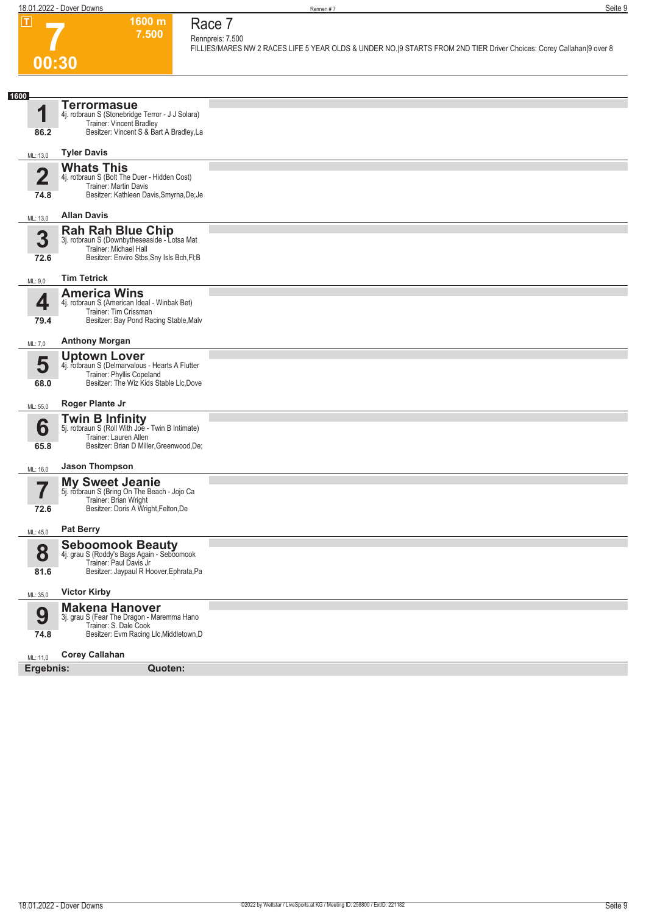# 7

**1600 m**
**7.500**

**00:30**

## Race 7

Rennpreis: 7.500

FILLIES/MARES NW 2 RACES LIFE 5 YEAR OLDS & UNDER NO.|9 STARTS FROM 2ND TIER Driver Choices: Corey Callahan|9 over 8

**1600**

| Nr. | Pferd | Fahrer | ML |
|---|---|---|---|
| **1** (86.2) | **Terrormasue** – 4j. rotbraun S (Stonebridge Terror - J J Solara); Trainer: Vincent Bradley; Besitzer: Vincent S & Bart A Bradley,La | Tyler Davis | 13,0 |
| **2** (74.8) | **Whats This** – 4j. rotbraun S (Bolt The Duer - Hidden Cost); Trainer: Martin Davis; Besitzer: Kathleen Davis,Smyrna,De;Je | Allan Davis | 13,0 |
| **3** (72.6) | **Rah Rah Blue Chip** – 3j. rotbraun S (Downbytheseaside - Lotsa Mat; Trainer: Michael Hall; Besitzer: Enviro Stbs,Sny Isls Bch,Fl;B | Tim Tetrick | 9,0 |
| **4** (79.4) | **America Wins** – 4j. rotbraun S (American Ideal - Winbak Bet); Trainer: Tim Crissman; Besitzer: Bay Pond Racing Stable,Malv | Anthony Morgan | 7,0 |
| **5** (68.0) | **Uptown Lover** – 4j. rotbraun S (Delmarvalous - Hearts A Flutter; Trainer: Phyllis Copeland; Besitzer: The Wiz Kids Stable Llc,Dove | Roger Plante Jr | 55,0 |
| **6** (65.8) | **Twin B Infinity** – 5j. rotbraun S (Roll With Joe - Twin B Intimate); Trainer: Lauren Allen; Besitzer: Brian D Miller,Greenwood,De; | Jason Thompson | 16,0 |
| **7** (72.6) | **My Sweet Jeanie** – 5j. rotbraun S (Bring On The Beach - Jojo Ca; Trainer: Brian Wright; Besitzer: Doris A Wright,Felton,De | Pat Berry | 45,0 |
| **8** (81.6) | **Seboomook Beauty** – 4j. grau S (Roddy's Bags Again - Seboomook; Trainer: Paul Davis Jr; Besitzer: Jaypaul R Hoover,Ephrata,Pa | Victor Kirby | 35,0 |
| **9** (74.8) | **Makena Hanover** – 3j. grau S (Fear The Dragon - Maremma Hano; Trainer: S. Dale Cook; Besitzer: Evm Racing Llc,Middletown,D | Corey Callahan | 11,0 |

**Ergebnis:** **Quoten:**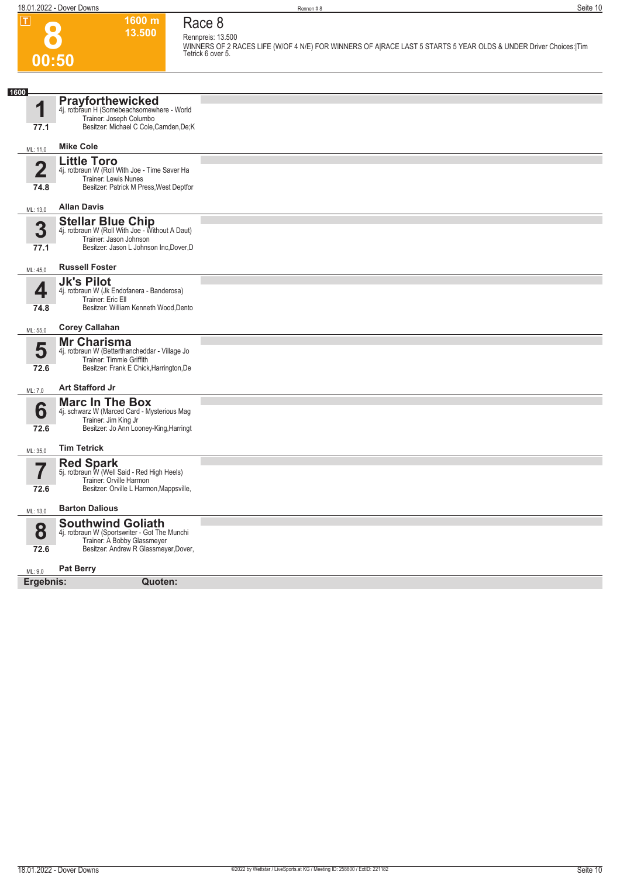# 8

**1600 m**
**13.500**

**00:50**

## Race 8

Rennpreis: 13.500

WINNERS OF 2 RACES LIFE (W/OF 4 N/E) FOR WINNERS OF A|RACE LAST 5 STARTS 5 YEAR OLDS & UNDER Driver Choices:|Tim Tetrick 6 over 5.

**1600**

| Nr. | Pferd | Details | Fahrer |
|---|---|---|---|
| **1** (77.1) ML: 11,0 | **Prayforthewicked** | 4j. rotbraun H (Somebeachsomewhere - World<br>Trainer: Joseph Columbo<br>Besitzer: Michael C Cole,Camden,De;K | Mike Cole |
| **2** (74.8) ML: 13,0 | **Little Toro** | 4j. rotbraun W (Roll With Joe - Time Saver Ha<br>Trainer: Lewis Nunes<br>Besitzer: Patrick M Press,West Deptfor | Allan Davis |
| **3** (77.1) ML: 45,0 | **Stellar Blue Chip** | 4j. rotbraun W (Roll With Joe - Without A Daut)<br>Trainer: Jason Johnson<br>Besitzer: Jason L Johnson Inc,Dover,D | Russell Foster |
| **4** (74.8) ML: 55,0 | **Jk's Pilot** | 4j. rotbraun W (Jk Endofanera - Banderosa)<br>Trainer: Eric Ell<br>Besitzer: William Kenneth Wood,Dento | Corey Callahan |
| **5** (72.6) ML: 7,0 | **Mr Charisma** | 4j. rotbraun W (Betterthancheddar - Village Jo<br>Trainer: Timmie Griffith<br>Besitzer: Frank E Chick,Harrington,De | Art Stafford Jr |
| **6** (72.6) ML: 35,0 | **Marc In The Box** | 4j. schwarz W (Marced Card - Mysterious Mag<br>Trainer: Jim King Jr<br>Besitzer: Jo Ann Looney-King,Harringt | Tim Tetrick |
| **7** (72.6) ML: 13,0 | **Red Spark** | 5j. rotbraun W (Well Said - Red High Heels)<br>Trainer: Orville Harmon<br>Besitzer: Orville L Harmon,Mappsville, | Barton Dalious |
| **8** (72.6) ML: 9,0 | **Southwind Goliath** | 4j. rotbraun W (Sportswriter - Got The Munchi<br>Trainer: A Bobby Glassmeyer<br>Besitzer: Andrew R Glassmeyer,Dover, | Pat Berry |

**Ergebnis:** **Quoten:**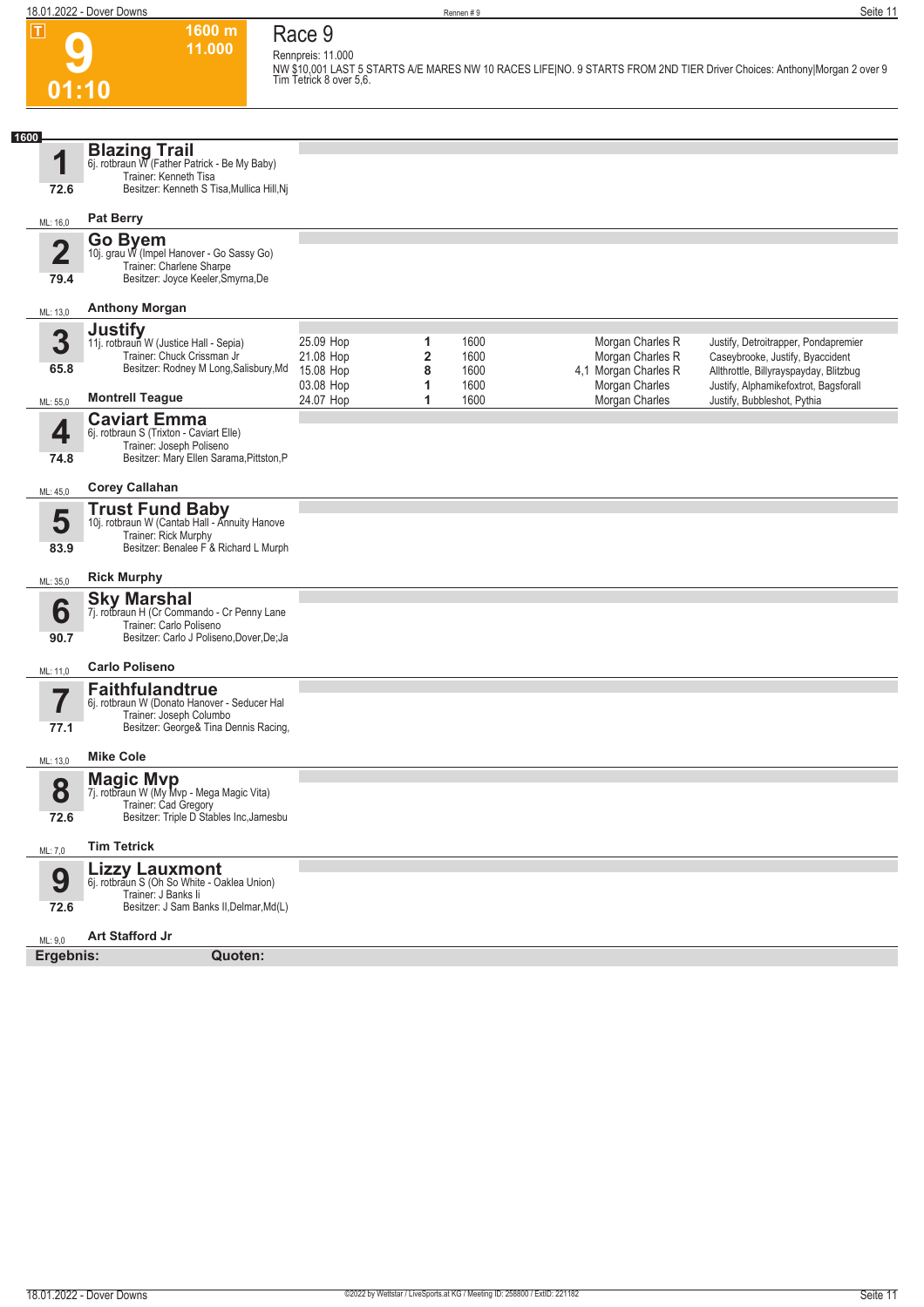# 9

**1600 m**
**11.000**

**01:10**

## Race 9

Rennpreis: 11.000

NW $10,001 LAST 5 STARTS A/E MARES NW 10 RACES LIFE|NO. 9 STARTS FROM 2ND TIER Driver Choices: Anthony|Morgan 2 over 9 Tim Tetrick 8 over 5,6.

**1600**

### 1 Blazing Trail
6j. rotbraun W (Father Patrick - Be My Baby)
Trainer: Kenneth Tisa
Besitzer: Kenneth S Tisa,Mullica Hill,Nj
72.6
ML: 16,0
**Pat Berry**

### 2 Go Byem
10j. grau W (Impel Hanover - Go Sassy Go)
Trainer: Charlene Sharpe
Besitzer: Joyce Keeler,Smyrna,De
79.4
ML: 13,0
**Anthony Morgan**

### 3 Justify
11j. rotbraun W (Justice Hall - Sepia)
Trainer: Chuck Crissman Jr
Besitzer: Rodney M Long,Salisbury,Md
65.8
ML: 55,0
**Montrell Teague**

| Datum | Platz | Distanz | Quote | Fahrer | Einlauf |
|---|---|---|---|---|---|
| 25.09 Hop | 1 | 1600 | | Morgan Charles R | Justify, Detroitrapper, Pondapremier |
| 21.08 Hop | 2 | 1600 | | Morgan Charles R | Caseybrooke, Justify, Byaccident |
| 15.08 Hop | 8 | 1600 | 4,1 | Morgan Charles R | Allthrottle, Billyrayspayday, Blitzbug |
| 03.08 Hop | 1 | 1600 | | Morgan Charles | Justify, Alphamikefoxtrot, Bagsforall |
| 24.07 Hop | 1 | 1600 | | Morgan Charles | Justify, Bubbleshot, Pythia |

### 4 Caviart Emma
6j. rotbraun S (Trixton - Caviart Elle)
Trainer: Joseph Poliseno
Besitzer: Mary Ellen Sarama,Pittston,P
74.8
ML: 45,0
**Corey Callahan**

### 5 Trust Fund Baby
10j. rotbraun W (Cantab Hall - Annuity Hanove
Trainer: Rick Murphy
Besitzer: Benalee F & Richard L Murph
83.9
ML: 35,0
**Rick Murphy**

### 6 Sky Marshal
7j. rotbraun H (Cr Commando - Cr Penny Lane
Trainer: Carlo Poliseno
Besitzer: Carlo J Poliseno,Dover,De;Ja
90.7
ML: 11,0
**Carlo Poliseno**

### 7 Faithfulandtrue
6j. rotbraun W (Donato Hanover - Seducer Hal
Trainer: Joseph Columbo
Besitzer: George& Tina Dennis Racing,
77.1
ML: 13,0
**Mike Cole**

### 8 Magic Mvp
7j. rotbraun W (My Mvp - Mega Magic Vita)
Trainer: Cad Gregory
Besitzer: Triple D Stables Inc,Jamesbu
72.6
ML: 7,0
**Tim Tetrick**

### 9 Lizzy Lauxmont
6j. rotbraun S (Oh So White - Oaklea Union)
Trainer: J Banks Ii
Besitzer: J Sam Banks II,Delmar,Md(L)
72.6
ML: 9,0
**Art Stafford Jr**

**Ergebnis:** **Quoten:**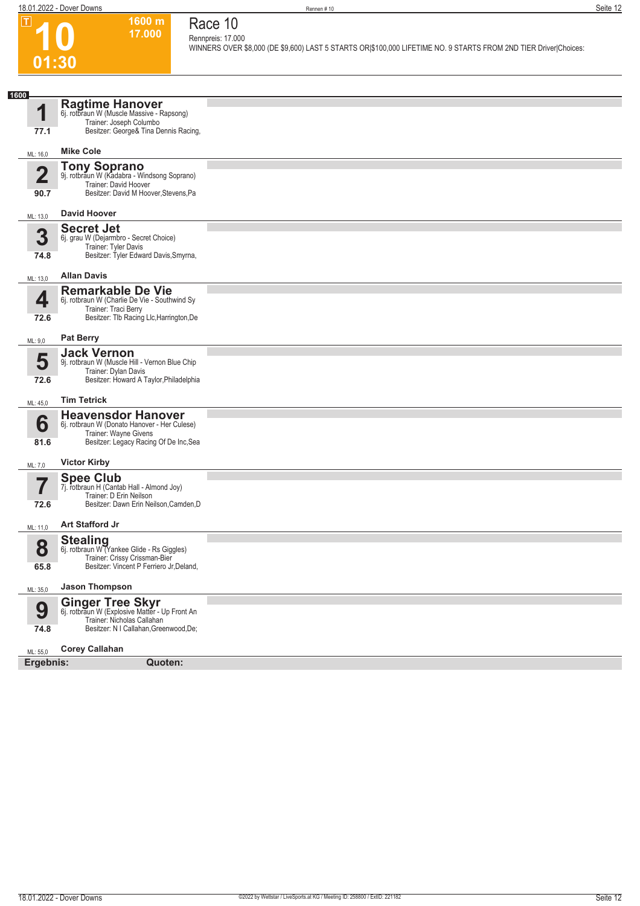# 10

**1600 m**
**17.000**

01:30

## Race 10

Rennpreis: 17.000

WINNERS OVER $8,000 (DE $9,600) LAST 5 STARTS OR|$100,000 LIFETIME NO. 9 STARTS FROM 2ND TIER Driver|Choices:

**1600**

**1** **Ragtime Hanover**
6j. rotbraun W (Muscle Massive - Rapsong)
Trainer: Joseph Columbo
Besitzer: George& Tina Dennis Racing,
77.1
ML: 16,0 **Mike Cole**

**2** **Tony Soprano**
9j. rotbraun W (Kadabra - Windsong Soprano)
Trainer: David Hoover
Besitzer: David M Hoover,Stevens,Pa
90.7
ML: 13,0 **David Hoover**

**3** **Secret Jet**
6j. grau W (Dejarmbro - Secret Choice)
Trainer: Tyler Davis
Besitzer: Tyler Edward Davis,Smyrna,
74.8
ML: 13,0 **Allan Davis**

**4** **Remarkable De Vie**
6j. rotbraun W (Charlie De Vie - Southwind Sy
Trainer: Traci Berry
Besitzer: Tlb Racing Llc,Harrington,De
72.6
ML: 9,0 **Pat Berry**

**5** **Jack Vernon**
9j. rotbraun W (Muscle Hill - Vernon Blue Chip
Trainer: Dylan Davis
Besitzer: Howard A Taylor,Philadelphia
72.6
ML: 45,0 **Tim Tetrick**

**6** **Heavensdor Hanover**
6j. rotbraun W (Donato Hanover - Her Culese)
Trainer: Wayne Givens
Besitzer: Legacy Racing Of De Inc,Sea
81.6
ML: 7,0 **Victor Kirby**

**7** **Spee Club**
7j. rotbraun H (Cantab Hall - Almond Joy)
Trainer: D Erin Neilson
Besitzer: Dawn Erin Neilson,Camden,D
72.6
ML: 11,0 **Art Stafford Jr**

**8** **Stealing**
6j. rotbraun W (Yankee Glide - Rs Giggles)
Trainer: Crissy Crissman-Bier
Besitzer: Vincent P Ferriero Jr,Deland,
65.8
ML: 35,0 **Jason Thompson**

**9** **Ginger Tree Skyr**
6j. rotbraun W (Explosive Matter - Up Front An
Trainer: Nicholas Callahan
Besitzer: N I Callahan,Greenwood,De;
74.8
ML: 55,0 **Corey Callahan**

**Ergebnis:** **Quoten:**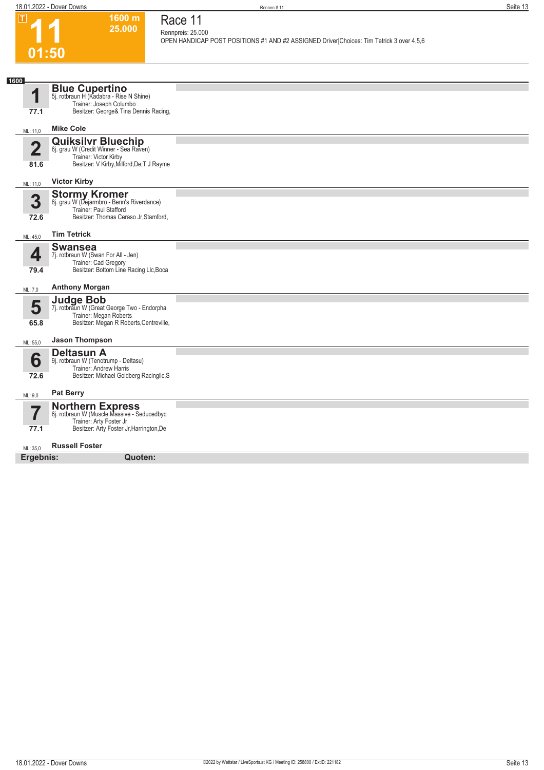# Race 11

**T** **11** **01:50**

**1600 m** **25.000**

Rennpreis: 25.000

OPEN HANDICAP POST POSITIONS #1 AND #2 ASSIGNED Driver|Choices: Tim Tetrick 3 over 4,5,6

**1600**

## 1 Blue Cupertino
5j. rotbraun H (Kadabra - Rise N Shine)
Trainer: Joseph Columbo
Besitzer: George& Tina Dennis Racing,
77.1
ML: 11,0 **Mike Cole**

## 2 Quiksilvr Bluechip
6j. grau W (Credit Winner - Sea Raven)
Trainer: Victor Kirby
Besitzer: V Kirby,Milford,De;T J Rayme
81.6
ML: 11,0 **Victor Kirby**

## 3 Stormy Kromer
8j. grau W (Dejarmbro - Benn's Riverdance)
Trainer: Paul Stafford
Besitzer: Thomas Ceraso Jr,Stamford,
72.6
ML: 45,0 **Tim Tetrick**

## 4 Swansea
7j. rotbraun W (Swan For All - Jen)
Trainer: Cad Gregory
Besitzer: Bottom Line Racing Llc,Boca
79.4
ML: 7,0 **Anthony Morgan**

## 5 Judge Bob
7j. rotbraun W (Great George Two - Endorpha
Trainer: Megan Roberts
Besitzer: Megan R Roberts,Centreville,
65.8
ML: 55,0 **Jason Thompson**

## 6 Deltasun A
9j. rotbraun W (Tenotrump - Deltasu)
Trainer: Andrew Harris
Besitzer: Michael Goldberg Racingllc,S
72.6
ML: 9,0 **Pat Berry**

## 7 Northern Express
6j. rotbraun W (Muscle Massive - Seducedbyc
Trainer: Arty Foster Jr
Besitzer: Arty Foster Jr,Harrington,De
77.1
ML: 35,0 **Russell Foster**

**Ergebnis:** **Quoten:**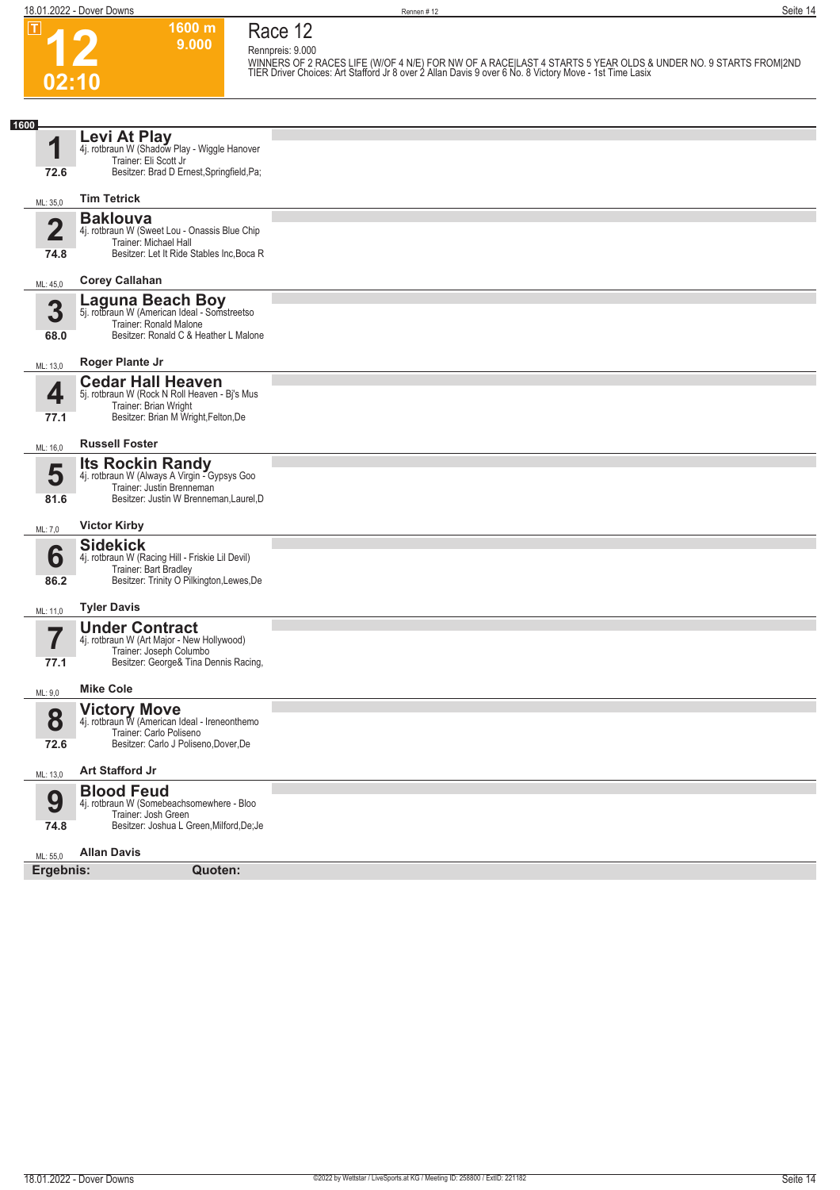# 12

**1600 m**
**9.000**

02:10

## Race 12

Rennpreis: 9.000

WINNERS OF 2 RACES LIFE (W/OF 4 N/E) FOR NW OF A RACE|LAST 4 STARTS 5 YEAR OLDS & UNDER NO. 9 STARTS FROM|2ND TIER Driver Choices: Art Stafford Jr 8 over 2 Allan Davis 9 over 6 No. 8 Victory Move - 1st Time Lasix

**1600**

**1** **Levi At Play**
4j. rotbraun W (Shadow Play - Wiggle Hanover
Trainer: Eli Scott Jr
Besitzer: Brad D Ernest,Springfield,Pa;
72.6
ML: 35,0 **Tim Tetrick**

**2** **Baklouva**
4j. rotbraun W (Sweet Lou - Onassis Blue Chip
Trainer: Michael Hall
Besitzer: Let It Ride Stables Inc,Boca R
74.8
ML: 45,0 **Corey Callahan**

**3** **Laguna Beach Boy**
5j. rotbraun W (American Ideal - Somstreetso
Trainer: Ronald Malone
Besitzer: Ronald C & Heather L Malone
68.0
ML: 13,0 **Roger Plante Jr**

**4** **Cedar Hall Heaven**
5j. rotbraun W (Rock N Roll Heaven - Bj's Mus
Trainer: Brian Wright
Besitzer: Brian M Wright,Felton,De
77.1
ML: 16,0 **Russell Foster**

**5** **Its Rockin Randy**
4j. rotbraun W (Always A Virgin - Gypsys Goo
Trainer: Justin Brenneman
Besitzer: Justin W Brenneman,Laurel,D
81.6
ML: 7,0 **Victor Kirby**

**6** **Sidekick**
4j. rotbraun W (Racing Hill - Friskie Lil Devil)
Trainer: Bart Bradley
Besitzer: Trinity O Pilkington,Lewes,De
86.2
ML: 11,0 **Tyler Davis**

**7** **Under Contract**
4j. rotbraun W (Art Major - New Hollywood)
Trainer: Joseph Columbo
Besitzer: George& Tina Dennis Racing,
77.1
ML: 9,0 **Mike Cole**

**8** **Victory Move**
4j. rotbraun W (American Ideal - Ireneonthemo
Trainer: Carlo Poliseno
Besitzer: Carlo J Poliseno,Dover,De
72.6
ML: 13,0 **Art Stafford Jr**

**9** **Blood Feud**
4j. rotbraun W (Somebeachsomewhere - Bloo
Trainer: Josh Green
Besitzer: Joshua L Green,Milford,De;Je
74.8
ML: 55,0 **Allan Davis**

**Ergebnis:** **Quoten:**